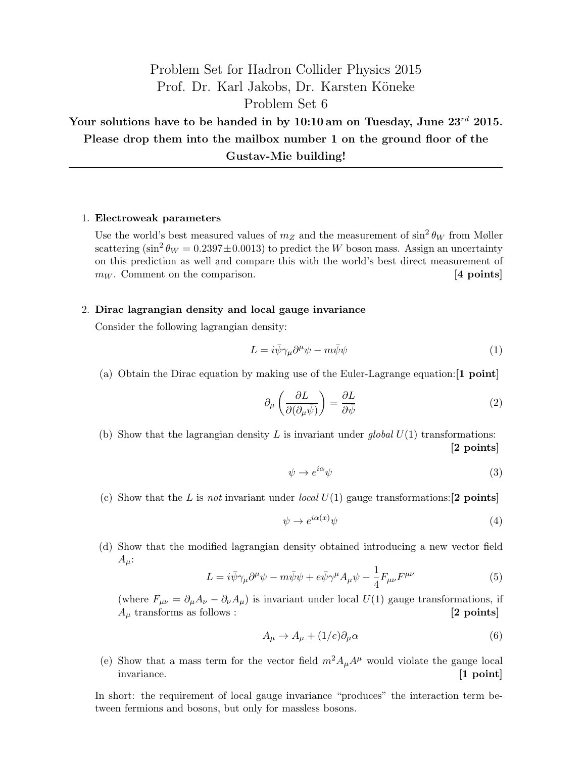# Problem Set for Hadron Collider Physics 2015

Prof. Dr. Karl Jakobs, Dr. Karsten Köneke

Problem Set 6

**Your solutions have to be handed in by 10:10 am on Tuesday, June 23$^{rd}$ 2015. Please drop them into the mailbox number 1 on the ground floor of the Gustav-Mie building!**

---

1. **Electroweak parameters**

   Use the world's best measured values of $m_Z$ and the measurement of $\sin^2\theta_W$ from Møller scattering ($\sin^2\theta_W = 0.2397 \pm 0.0013$) to predict the $W$ boson mass. Assign an uncertainty on this prediction as well and compare this with the world's best direct measurement of $m_W$. Comment on the comparison. **[4 points]**

2. **Dirac lagrangian density and local gauge invariance**

   Consider the following lagrangian density:

   $$L = i\bar{\psi}\gamma_\mu\partial^\mu\psi - m\bar{\psi}\psi \tag{1}$$

   (a) Obtain the Dirac equation by making use of the Euler-Lagrange equation: **[1 point]**

   $$\partial_\mu\left(\frac{\partial L}{\partial(\partial_\mu\bar{\psi})}\right) = \frac{\partial L}{\partial\bar{\psi}} \tag{2}$$

   (b) Show that the lagrangian density $L$ is invariant under *global* $U(1)$ transformations: **[2 points]**

   $$\psi \to e^{i\alpha}\psi \tag{3}$$

   (c) Show that the $L$ is *not* invariant under *local* $U(1)$ gauge transformations: **[2 points]**

   $$\psi \to e^{i\alpha(x)}\psi \tag{4}$$

   (d) Show that the modified lagrangian density obtained introducing a new vector field $A_\mu$:

   $$L = i\bar{\psi}\gamma_\mu\partial^\mu\psi - m\bar{\psi}\psi + e\bar{\psi}\gamma^\mu A_\mu\psi - \frac{1}{4}F_{\mu\nu}F^{\mu\nu} \tag{5}$$

   (where $F_{\mu\nu} = \partial_\mu A_\nu - \partial_\nu A_\mu$) is invariant under local $U(1)$ gauge transformations, if $A_\mu$ transforms as follows : **[2 points]**

   $$A_\mu \to A_\mu + (1/e)\partial_\mu\alpha \tag{6}$$

   (e) Show that a mass term for the vector field $m^2 A_\mu A^\mu$ would violate the gauge local invariance. **[1 point]**

   In short: the requirement of local gauge invariance "produces" the interaction term between fermions and bosons, but only for massless bosons.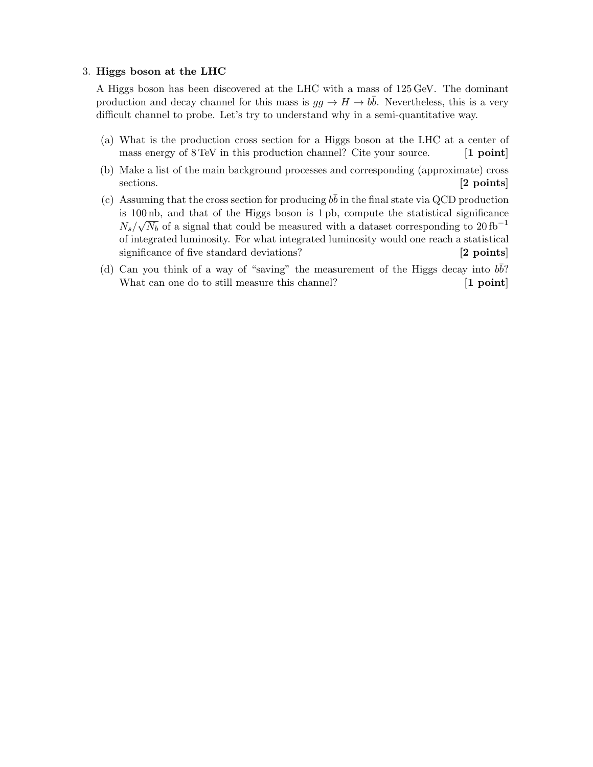3. **Higgs boson at the LHC**

   A Higgs boson has been discovered at the LHC with a mass of 125 GeV. The dominant production and decay channel for this mass is $gg \to H \to b\bar{b}$. Nevertheless, this is a very difficult channel to probe. Let's try to understand why in a semi-quantitative way.

   (a) What is the production cross section for a Higgs boson at the LHC at a center of mass energy of 8 TeV in this production channel? Cite your source. **[1 point]**

   (b) Make a list of the main background processes and corresponding (approximate) cross sections. **[2 points]**

   (c) Assuming that the cross section for producing $b\bar{b}$ in the final state via QCD production is 100 nb, and that of the Higgs boson is 1 pb, compute the statistical significance $N_s/\sqrt{N_b}$ of a signal that could be measured with a dataset corresponding to 20 fb$^{-1}$ of integrated luminosity. For what integrated luminosity would one reach a statistical significance of five standard deviations? **[2 points]**

   (d) Can you think of a way of "saving" the measurement of the Higgs decay into $b\bar{b}$? What can one do to still measure this channel? **[1 point]**